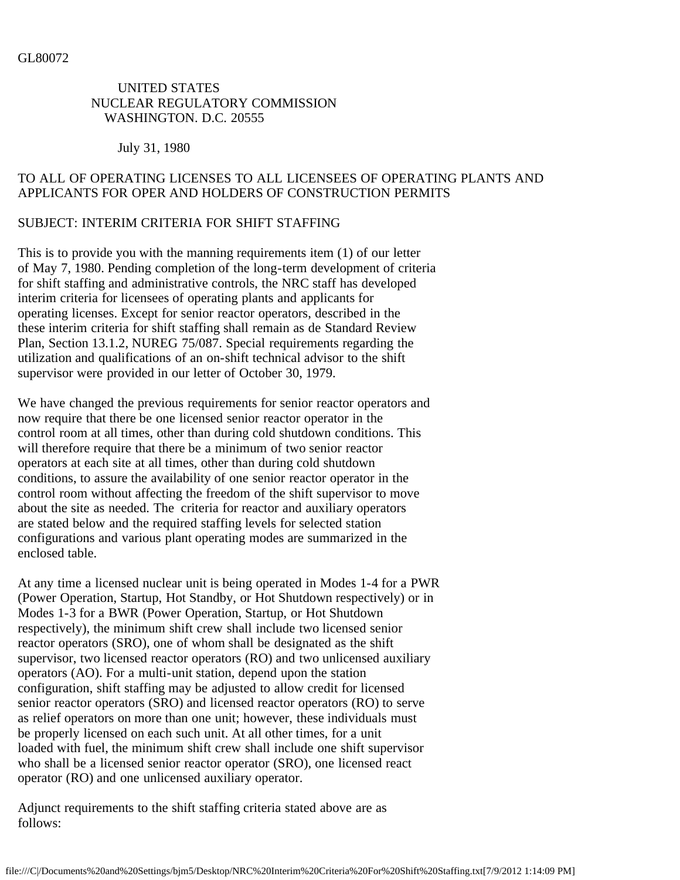GL80072

UNITED STATES
NUCLEAR REGULATORY COMMISSION
WASHINGTON. D.C. 20555

July 31, 1980

TO ALL OF OPERATING LICENSES TO ALL LICENSEES OF OPERATING PLANTS AND APPLICANTS FOR OPER AND HOLDERS OF CONSTRUCTION PERMITS

SUBJECT: INTERIM CRITERIA FOR SHIFT STAFFING

This is to provide you with the manning requirements item (1) of our letter of May 7, 1980. Pending completion of the long-term development of criteria for shift staffing and administrative controls, the NRC staff has developed interim criteria for licensees of operating plants and applicants for operating licenses. Except for senior reactor operators, described in the these interim criteria for shift staffing shall remain as de Standard Review Plan, Section 13.1.2, NUREG 75/087. Special requirements regarding the utilization and qualifications of an on-shift technical advisor to the shift supervisor were provided in our letter of October 30, 1979.

We have changed the previous requirements for senior reactor operators and now require that there be one licensed senior reactor operator in the control room at all times, other than during cold shutdown conditions. This will therefore require that there be a minimum of two senior reactor operators at each site at all times, other than during cold shutdown conditions, to assure the availability of one senior reactor operator in the control room without affecting the freedom of the shift supervisor to move about the site as needed. The criteria for reactor and auxiliary operators are stated below and the required staffing levels for selected station configurations and various plant operating modes are summarized in the enclosed table.

At any time a licensed nuclear unit is being operated in Modes 1-4 for a PWR (Power Operation, Startup, Hot Standby, or Hot Shutdown respectively) or in Modes 1-3 for a BWR (Power Operation, Startup, or Hot Shutdown respectively), the minimum shift crew shall include two licensed senior reactor operators (SRO), one of whom shall be designated as the shift supervisor, two licensed reactor operators (RO) and two unlicensed auxiliary operators (AO). For a multi-unit station, depend upon the station configuration, shift staffing may be adjusted to allow credit for licensed senior reactor operators (SRO) and licensed reactor operators (RO) to serve as relief operators on more than one unit; however, these individuals must be properly licensed on each such unit. At all other times, for a unit loaded with fuel, the minimum shift crew shall include one shift supervisor who shall be a licensed senior reactor operator (SRO), one licensed react operator (RO) and one unlicensed auxiliary operator.

Adjunct requirements to the shift staffing criteria stated above are as follows: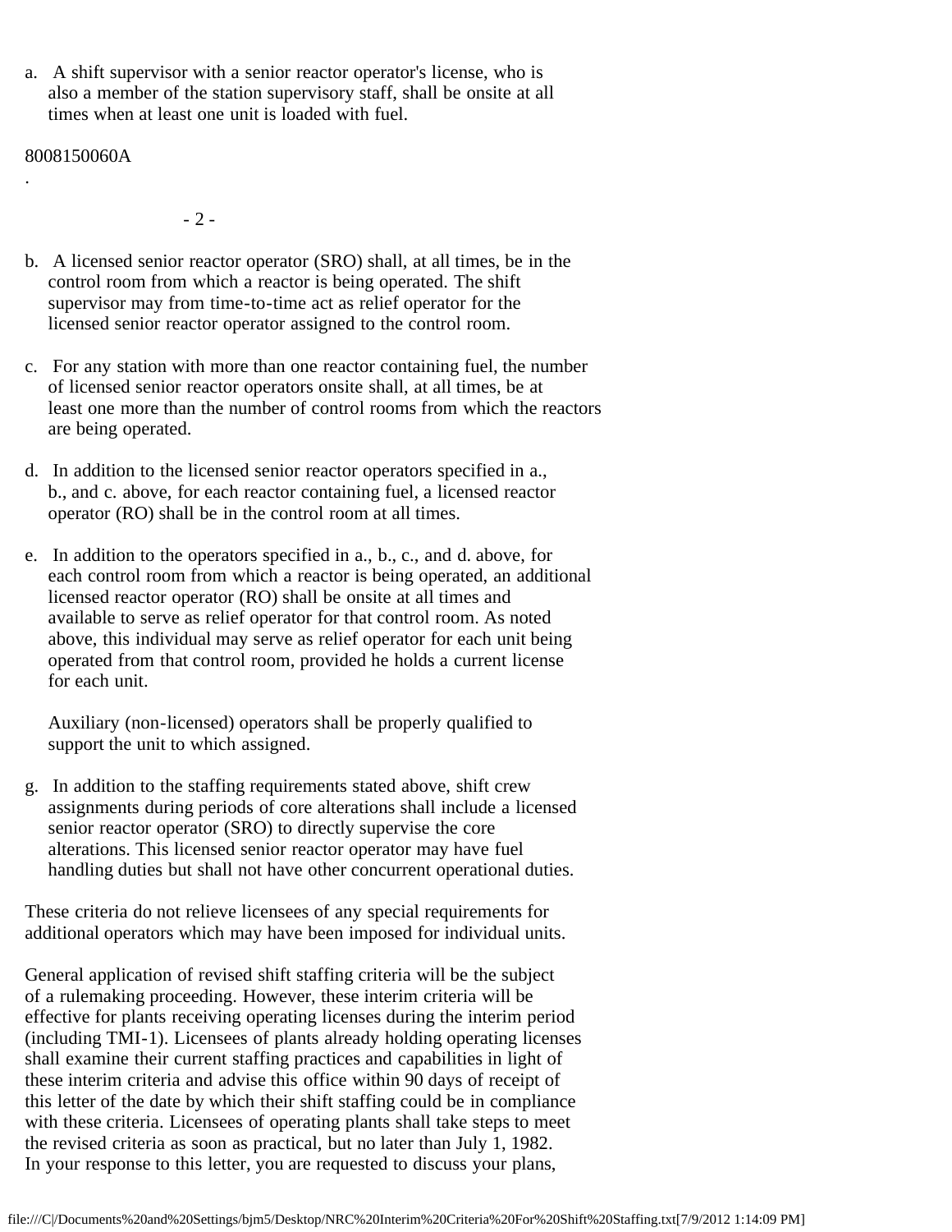a. A shift supervisor with a senior reactor operator's license, who is also a member of the station supervisory staff, shall be onsite at all times when at least one unit is loaded with fuel.

8008150060A

b. A licensed senior reactor operator (SRO) shall, at all times, be in the control room from which a reactor is being operated. The shift supervisor may from time-to-time act as relief operator for the licensed senior reactor operator assigned to the control room.

c. For any station with more than one reactor containing fuel, the number of licensed senior reactor operators onsite shall, at all times, be at least one more than the number of control rooms from which the reactors are being operated.

d. In addition to the licensed senior reactor operators specified in a., b., and c. above, for each reactor containing fuel, a licensed reactor operator (RO) shall be in the control room at all times.

e. In addition to the operators specified in a., b., c., and d. above, for each control room from which a reactor is being operated, an additional licensed reactor operator (RO) shall be onsite at all times and available to serve as relief operator for that control room. As noted above, this individual may serve as relief operator for each unit being operated from that control room, provided he holds a current license for each unit.

Auxiliary (non-licensed) operators shall be properly qualified to support the unit to which assigned.

g. In addition to the staffing requirements stated above, shift crew assignments during periods of core alterations shall include a licensed senior reactor operator (SRO) to directly supervise the core alterations. This licensed senior reactor operator may have fuel handling duties but shall not have other concurrent operational duties.

These criteria do not relieve licensees of any special requirements for additional operators which may have been imposed for individual units.

General application of revised shift staffing criteria will be the subject of a rulemaking proceeding. However, these interim criteria will be effective for plants receiving operating licenses during the interim period (including TMI-1). Licensees of plants already holding operating licenses shall examine their current staffing practices and capabilities in light of these interim criteria and advise this office within 90 days of receipt of this letter of the date by which their shift staffing could be in compliance with these criteria. Licensees of operating plants shall take steps to meet the revised criteria as soon as practical, but no later than July 1, 1982. In your response to this letter, you are requested to discuss your plans,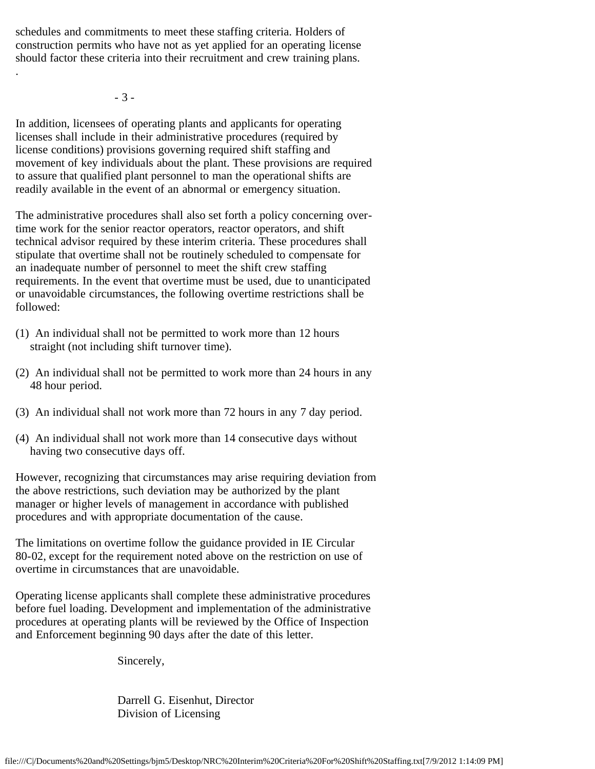schedules and commitments to meet these staffing criteria. Holders of construction permits who have not as yet applied for an operating license should factor these criteria into their recruitment and crew training plans.

In addition, licensees of operating plants and applicants for operating licenses shall include in their administrative procedures (required by license conditions) provisions governing required shift staffing and movement of key individuals about the plant. These provisions are required to assure that qualified plant personnel to man the operational shifts are readily available in the event of an abnormal or emergency situation.

The administrative procedures shall also set forth a policy concerning overtime work for the senior reactor operators, reactor operators, and shift technical advisor required by these interim criteria. These procedures shall stipulate that overtime shall not be routinely scheduled to compensate for an inadequate number of personnel to meet the shift crew staffing requirements. In the event that overtime must be used, due to unanticipated or unavoidable circumstances, the following overtime restrictions shall be followed:

(1) An individual shall not be permitted to work more than 12 hours straight (not including shift turnover time).

(2) An individual shall not be permitted to work more than 24 hours in any 48 hour period.

(3) An individual shall not work more than 72 hours in any 7 day period.

(4) An individual shall not work more than 14 consecutive days without having two consecutive days off.

However, recognizing that circumstances may arise requiring deviation from the above restrictions, such deviation may be authorized by the plant manager or higher levels of management in accordance with published procedures and with appropriate documentation of the cause.

The limitations on overtime follow the guidance provided in IE Circular 80-02, except for the requirement noted above on the restriction on use of overtime in circumstances that are unavoidable.

Operating license applicants shall complete these administrative procedures before fuel loading. Development and implementation of the administrative procedures at operating plants will be reviewed by the Office of Inspection and Enforcement beginning 90 days after the date of this letter.

Sincerely,

Darrell G. Eisenhut, Director
Division of Licensing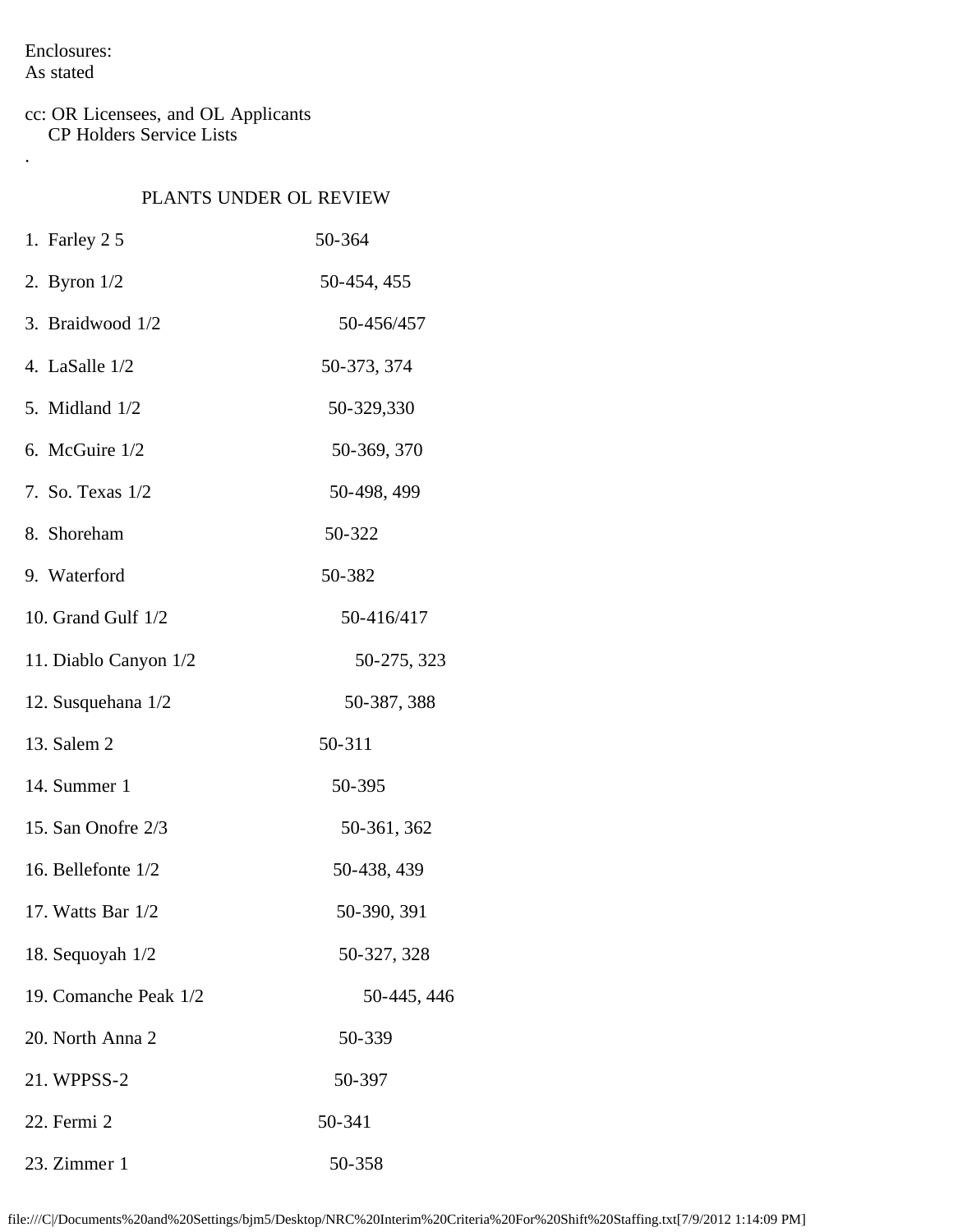Enclosures:
As stated

cc: OR Licensees, and OL Applicants
CP Holders Service Lists

.

## PLANTS UNDER OL REVIEW

| | |
|---|---|
| 1. Farley 2 5 | 50-364 |
| 2. Byron 1/2 | 50-454, 455 |
| 3. Braidwood 1/2 | 50-456/457 |
| 4. LaSalle 1/2 | 50-373, 374 |
| 5. Midland 1/2 | 50-329,330 |
| 6. McGuire 1/2 | 50-369, 370 |
| 7. So. Texas 1/2 | 50-498, 499 |
| 8. Shoreham | 50-322 |
| 9. Waterford | 50-382 |
| 10. Grand Gulf 1/2 | 50-416/417 |
| 11. Diablo Canyon 1/2 | 50-275, 323 |
| 12. Susquehana 1/2 | 50-387, 388 |
| 13. Salem 2 | 50-311 |
| 14. Summer 1 | 50-395 |
| 15. San Onofre 2/3 | 50-361, 362 |
| 16. Bellefonte 1/2 | 50-438, 439 |
| 17. Watts Bar 1/2 | 50-390, 391 |
| 18. Sequoyah 1/2 | 50-327, 328 |
| 19. Comanche Peak 1/2 | 50-445, 446 |
| 20. North Anna 2 | 50-339 |
| 21. WPPSS-2 | 50-397 |
| 22. Fermi 2 | 50-341 |
| 23. Zimmer 1 | 50-358 |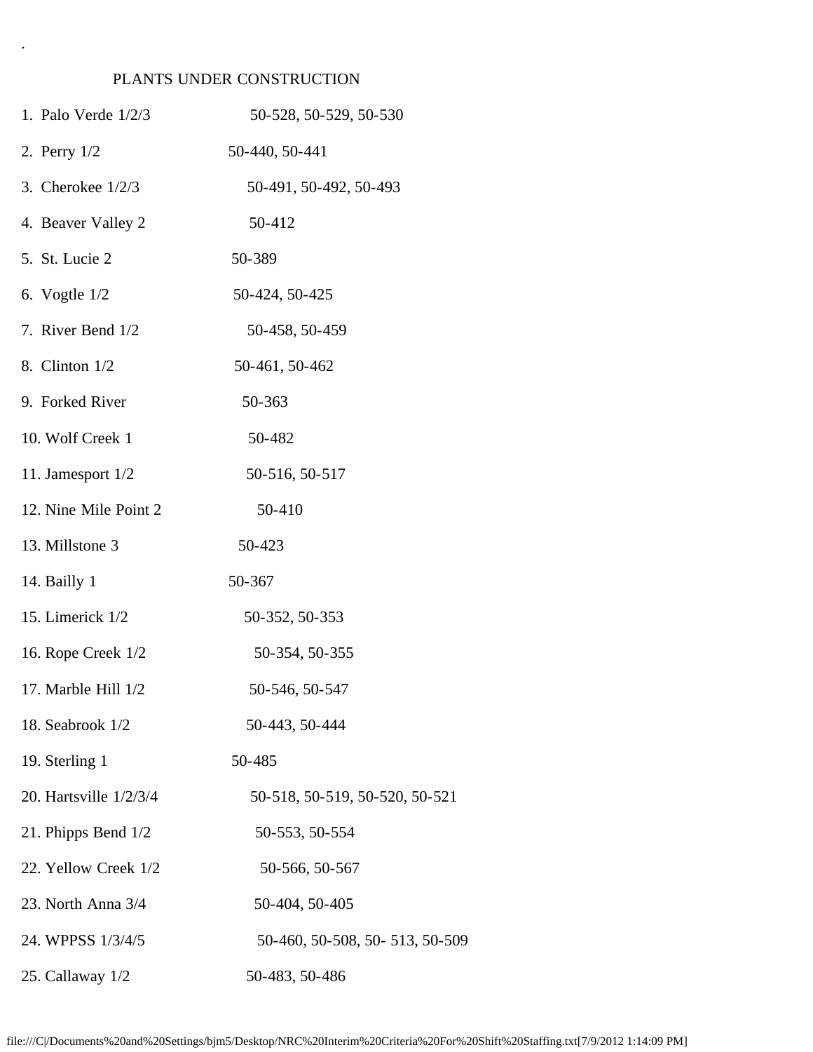.

PLANTS UNDER CONSTRUCTION

1. Palo Verde 1/2/3 50-528, 50-529, 50-530
2. Perry 1/2 50-440, 50-441
3. Cherokee 1/2/3 50-491, 50-492, 50-493
4. Beaver Valley 2 50-412
5. St. Lucie 2 50-389
6. Vogtle 1/2 50-424, 50-425
7. River Bend 1/2 50-458, 50-459
8. Clinton 1/2 50-461, 50-462
9. Forked River 50-363
10. Wolf Creek 1 50-482
11. Jamesport 1/2 50-516, 50-517
12. Nine Mile Point 2 50-410
13. Millstone 3 50-423
14. Bailly 1 50-367
15. Limerick 1/2 50-352, 50-353
16. Rope Creek 1/2 50-354, 50-355
17. Marble Hill 1/2 50-546, 50-547
18. Seabrook 1/2 50-443, 50-444
19. Sterling 1 50-485
20. Hartsville 1/2/3/4 50-518, 50-519, 50-520, 50-521
21. Phipps Bend 1/2 50-553, 50-554
22. Yellow Creek 1/2 50-566, 50-567
23. North Anna 3/4 50-404, 50-405
24. WPPSS 1/3/4/5 50-460, 50-508, 50- 513, 50-509
25. Callaway 1/2 50-483, 50-486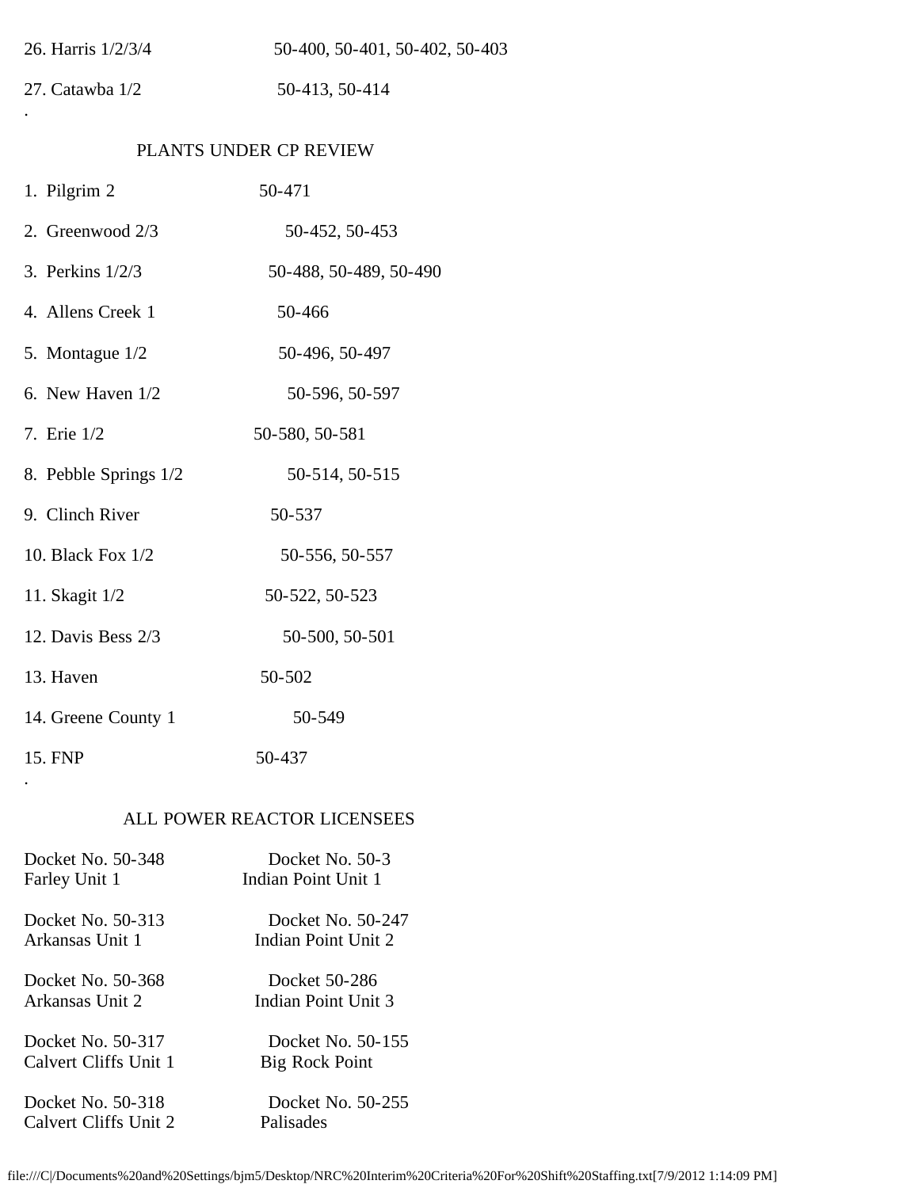26. Harris 1/2/3/4 50-400, 50-401, 50-402, 50-403

27. Catawba 1/2 50-413, 50-414

.

PLANTS UNDER CP REVIEW

1. Pilgrim 2 50-471

2. Greenwood 2/3 50-452, 50-453

3. Perkins 1/2/3 50-488, 50-489, 50-490

4. Allens Creek 1 50-466

5. Montague 1/2 50-496, 50-497

6. New Haven 1/2 50-596, 50-597

7. Erie 1/2 50-580, 50-581

8. Pebble Springs 1/2 50-514, 50-515

9. Clinch River 50-537

10. Black Fox 1/2 50-556, 50-557

11. Skagit 1/2 50-522, 50-523

12. Davis Bess 2/3 50-500, 50-501

13. Haven 50-502

14. Greene County 1 50-549

15. FNP 50-437

.

ALL POWER REACTOR LICENSEES

Docket No. 50-348
Farley Unit 1

Docket No. 50-313
Arkansas Unit 1

Docket No. 50-368
Arkansas Unit 2

Docket No. 50-317
Calvert Cliffs Unit 1

Docket No. 50-318
Calvert Cliffs Unit 2

Docket No. 50-3
Indian Point Unit 1

Docket No. 50-247
Indian Point Unit 2

Docket 50-286
Indian Point Unit 3

Docket No. 50-155
Big Rock Point

Docket No. 50-255
Palisades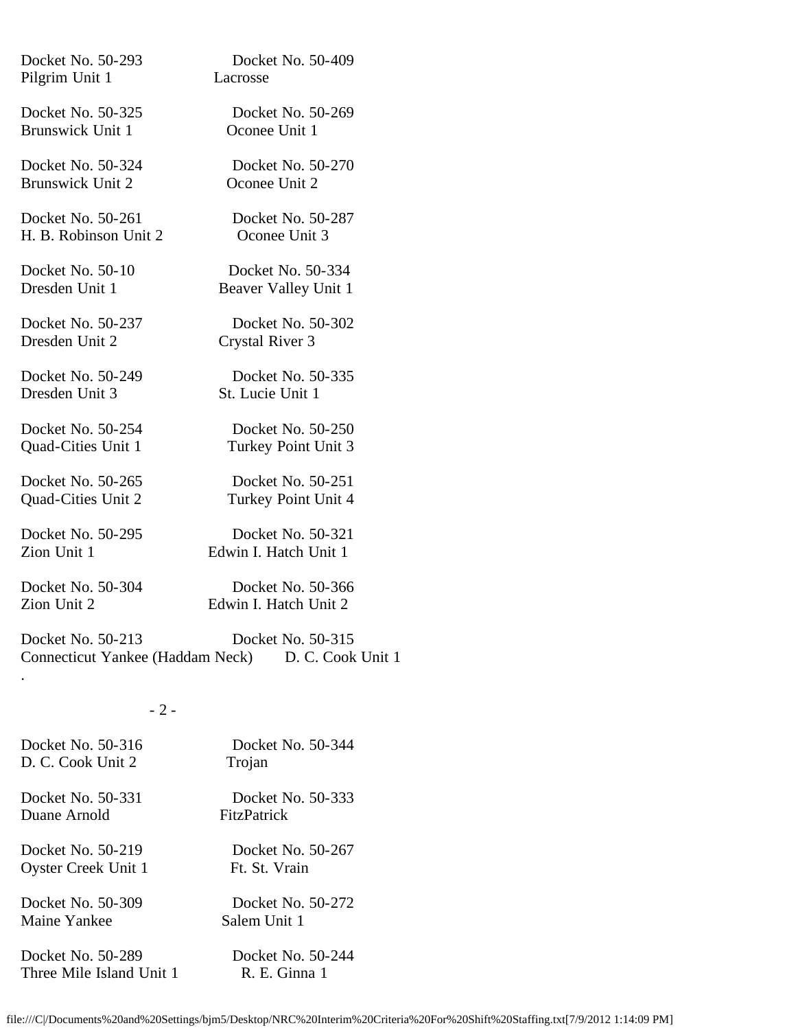Docket No. 50-293
Pilgrim Unit 1

Docket No. 50-409
Lacrosse

Docket No. 50-325
Brunswick Unit 1

Docket No. 50-269
Oconee Unit 1

Docket No. 50-324
Brunswick Unit 2

Docket No. 50-270
Oconee Unit 2

Docket No. 50-261
H. B. Robinson Unit 2

Docket No. 50-287
Oconee Unit 3

Docket No. 50-10
Dresden Unit 1

Docket No. 50-334
Beaver Valley Unit 1

Docket No. 50-237
Dresden Unit 2

Docket No. 50-302
Crystal River 3

Docket No. 50-249
Dresden Unit 3

Docket No. 50-335
St. Lucie Unit 1

Docket No. 50-254
Quad-Cities Unit 1

Docket No. 50-250
Turkey Point Unit 3

Docket No. 50-265
Quad-Cities Unit 2

Docket No. 50-251
Turkey Point Unit 4

Docket No. 50-295
Zion Unit 1

Docket No. 50-321
Edwin I. Hatch Unit 1

Docket No. 50-304
Zion Unit 2

Docket No. 50-366
Edwin I. Hatch Unit 2

Docket No. 50-213
Connecticut Yankee (Haddam Neck)

Docket No. 50-315
D. C. Cook Unit 1

.

Docket No. 50-316
D. C. Cook Unit 2

Docket No. 50-344
Trojan

Docket No. 50-331
Duane Arnold

Docket No. 50-333
FitzPatrick

Docket No. 50-219
Oyster Creek Unit 1

Docket No. 50-267
Ft. St. Vrain

Docket No. 50-309
Maine Yankee

Docket No. 50-272
Salem Unit 1

Docket No. 50-289
Three Mile Island Unit 1

Docket No. 50-244
R. E. Ginna 1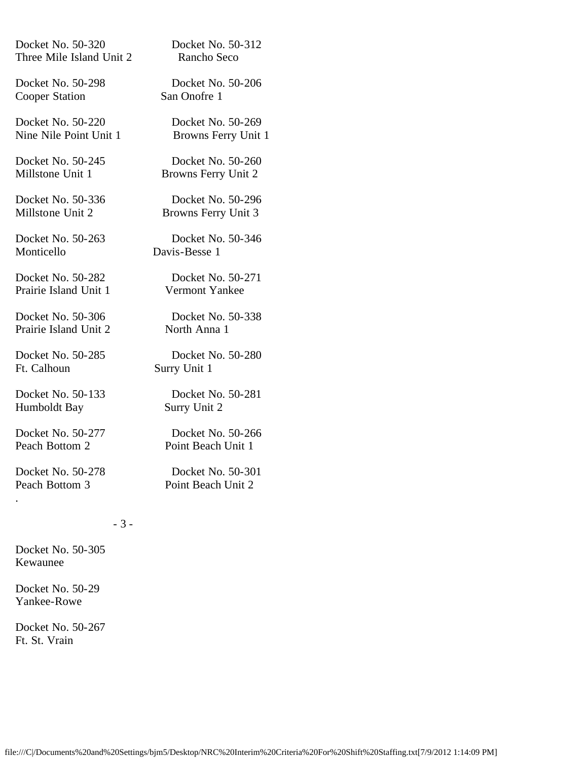Docket No. 50-320
Three Mile Island Unit 2

Docket No. 50-312
Rancho Seco

Docket No. 50-298
Cooper Station

Docket No. 50-206
San Onofre 1

Docket No. 50-220
Nine Nile Point Unit 1

Docket No. 50-269
Browns Ferry Unit 1

Docket No. 50-245
Millstone Unit 1

Docket No. 50-260
Browns Ferry Unit 2

Docket No. 50-336
Millstone Unit 2

Docket No. 50-296
Browns Ferry Unit 3

Docket No. 50-263
Monticello

Docket No. 50-346
Davis-Besse 1

Docket No. 50-282
Prairie Island Unit 1

Docket No. 50-271
Vermont Yankee

Docket No. 50-306
Prairie Island Unit 2

Docket No. 50-338
North Anna 1

Docket No. 50-285
Ft. Calhoun

Docket No. 50-280
Surry Unit 1

Docket No. 50-133
Humboldt Bay

Docket No. 50-281
Surry Unit 2

Docket No. 50-277
Peach Bottom 2

Docket No. 50-266
Point Beach Unit 1

Docket No. 50-278
Peach Bottom 3

Docket No. 50-301
Point Beach Unit 2

.

Docket No. 50-305
Kewaunee

Docket No. 50-29
Yankee-Rowe

Docket No. 50-267
Ft. St. Vrain